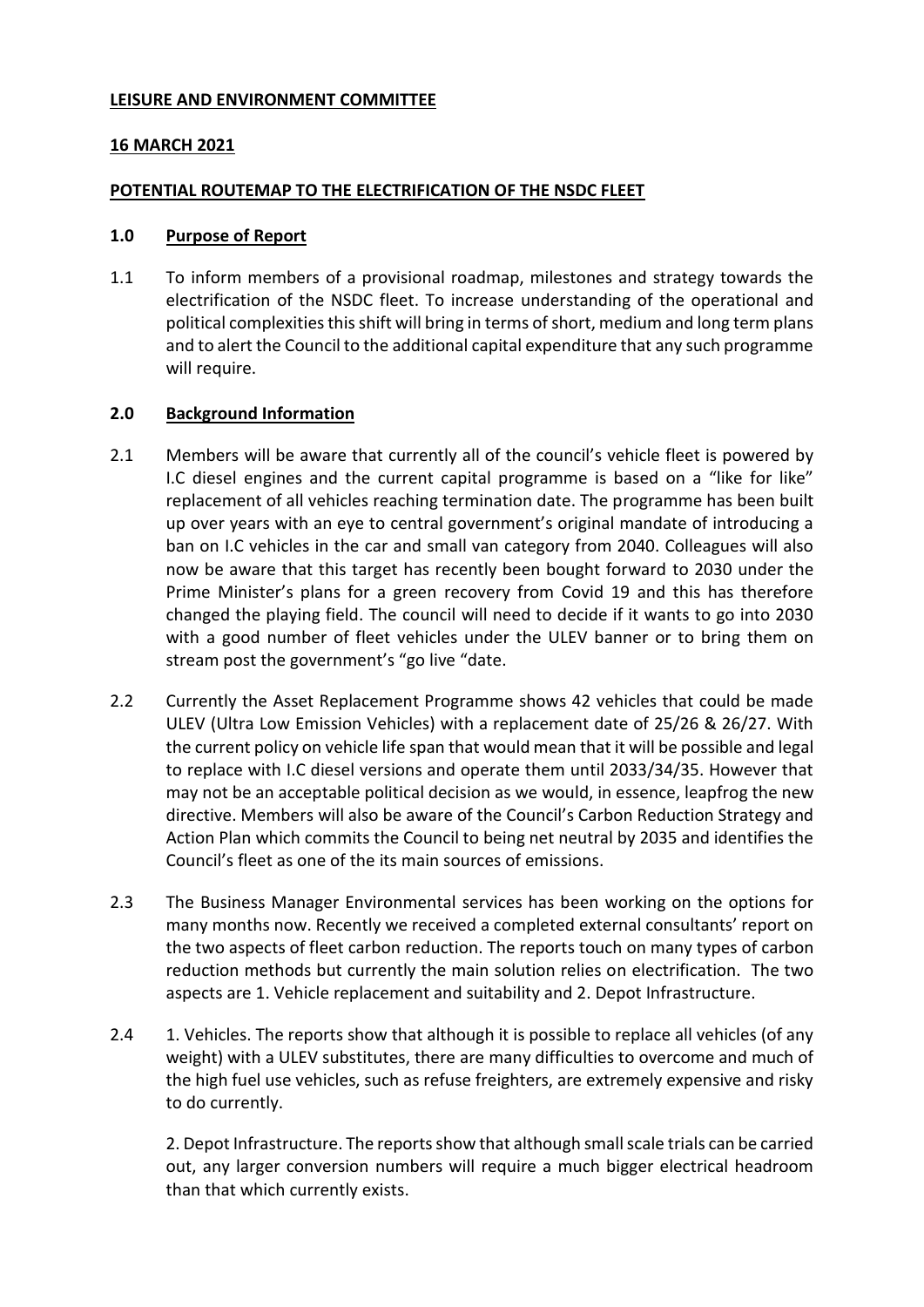**LEISURE AND ENVIRONMENT COMMITTEE**

**16 MARCH 2021**

**POTENTIAL ROUTEMAP TO THE ELECTRIFICATION OF THE NSDC FLEET**

## 1.0 Purpose of Report

1.1 To inform members of a provisional roadmap, milestones and strategy towards the electrification of the NSDC fleet. To increase understanding of the operational and political complexities this shift will bring in terms of short, medium and long term plans and to alert the Council to the additional capital expenditure that any such programme will require.

## 2.0 Background Information

2.1 Members will be aware that currently all of the council's vehicle fleet is powered by I.C diesel engines and the current capital programme is based on a "like for like" replacement of all vehicles reaching termination date. The programme has been built up over years with an eye to central government's original mandate of introducing a ban on I.C vehicles in the car and small van category from 2040. Colleagues will also now be aware that this target has recently been bought forward to 2030 under the Prime Minister's plans for a green recovery from Covid 19 and this has therefore changed the playing field. The council will need to decide if it wants to go into 2030 with a good number of fleet vehicles under the ULEV banner or to bring them on stream post the government's "go live "date.

2.2 Currently the Asset Replacement Programme shows 42 vehicles that could be made ULEV (Ultra Low Emission Vehicles) with a replacement date of 25/26 & 26/27. With the current policy on vehicle life span that would mean that it will be possible and legal to replace with I.C diesel versions and operate them until 2033/34/35. However that may not be an acceptable political decision as we would, in essence, leapfrog the new directive. Members will also be aware of the Council's Carbon Reduction Strategy and Action Plan which commits the Council to being net neutral by 2035 and identifies the Council's fleet as one of the its main sources of emissions.

2.3 The Business Manager Environmental services has been working on the options for many months now. Recently we received a completed external consultants' report on the two aspects of fleet carbon reduction. The reports touch on many types of carbon reduction methods but currently the main solution relies on electrification. The two aspects are 1. Vehicle replacement and suitability and 2. Depot Infrastructure.

2.4 1. Vehicles. The reports show that although it is possible to replace all vehicles (of any weight) with a ULEV substitutes, there are many difficulties to overcome and much of the high fuel use vehicles, such as refuse freighters, are extremely expensive and risky to do currently.

2. Depot Infrastructure. The reports show that although small scale trials can be carried out, any larger conversion numbers will require a much bigger electrical headroom than that which currently exists.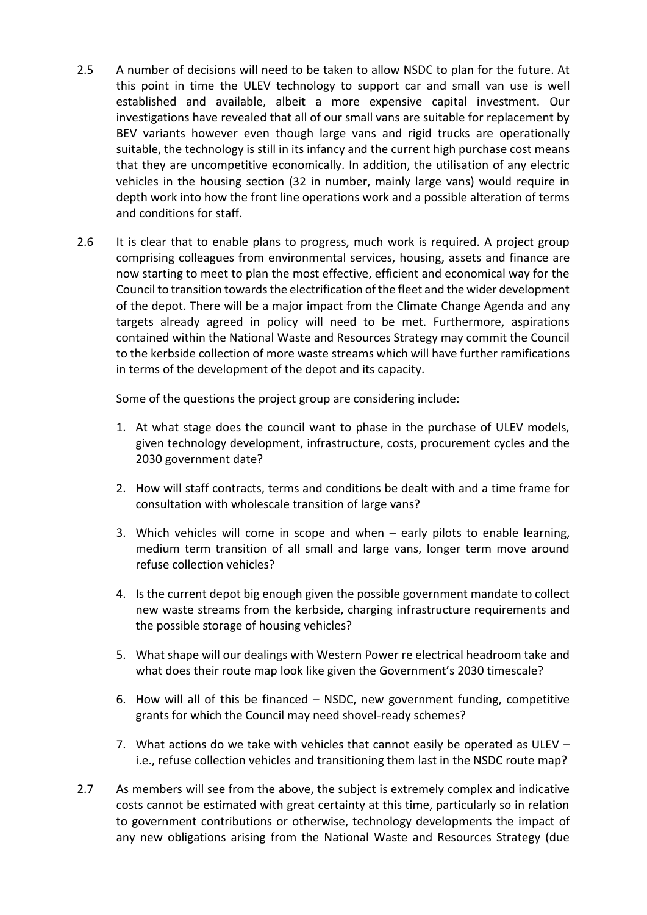2.5 A number of decisions will need to be taken to allow NSDC to plan for the future. At this point in time the ULEV technology to support car and small van use is well established and available, albeit a more expensive capital investment. Our investigations have revealed that all of our small vans are suitable for replacement by BEV variants however even though large vans and rigid trucks are operationally suitable, the technology is still in its infancy and the current high purchase cost means that they are uncompetitive economically. In addition, the utilisation of any electric vehicles in the housing section (32 in number, mainly large vans) would require in depth work into how the front line operations work and a possible alteration of terms and conditions for staff.

2.6 It is clear that to enable plans to progress, much work is required. A project group comprising colleagues from environmental services, housing, assets and finance are now starting to meet to plan the most effective, efficient and economical way for the Council to transition towards the electrification of the fleet and the wider development of the depot. There will be a major impact from the Climate Change Agenda and any targets already agreed in policy will need to be met. Furthermore, aspirations contained within the National Waste and Resources Strategy may commit the Council to the kerbside collection of more waste streams which will have further ramifications in terms of the development of the depot and its capacity.

Some of the questions the project group are considering include:

1. At what stage does the council want to phase in the purchase of ULEV models, given technology development, infrastructure, costs, procurement cycles and the 2030 government date?

2. How will staff contracts, terms and conditions be dealt with and a time frame for consultation with wholescale transition of large vans?

3. Which vehicles will come in scope and when – early pilots to enable learning, medium term transition of all small and large vans, longer term move around refuse collection vehicles?

4. Is the current depot big enough given the possible government mandate to collect new waste streams from the kerbside, charging infrastructure requirements and the possible storage of housing vehicles?

5. What shape will our dealings with Western Power re electrical headroom take and what does their route map look like given the Government's 2030 timescale?

6. How will all of this be financed – NSDC, new government funding, competitive grants for which the Council may need shovel-ready schemes?

7. What actions do we take with vehicles that cannot easily be operated as ULEV – i.e., refuse collection vehicles and transitioning them last in the NSDC route map?

2.7 As members will see from the above, the subject is extremely complex and indicative costs cannot be estimated with great certainty at this time, particularly so in relation to government contributions or otherwise, technology developments the impact of any new obligations arising from the National Waste and Resources Strategy (due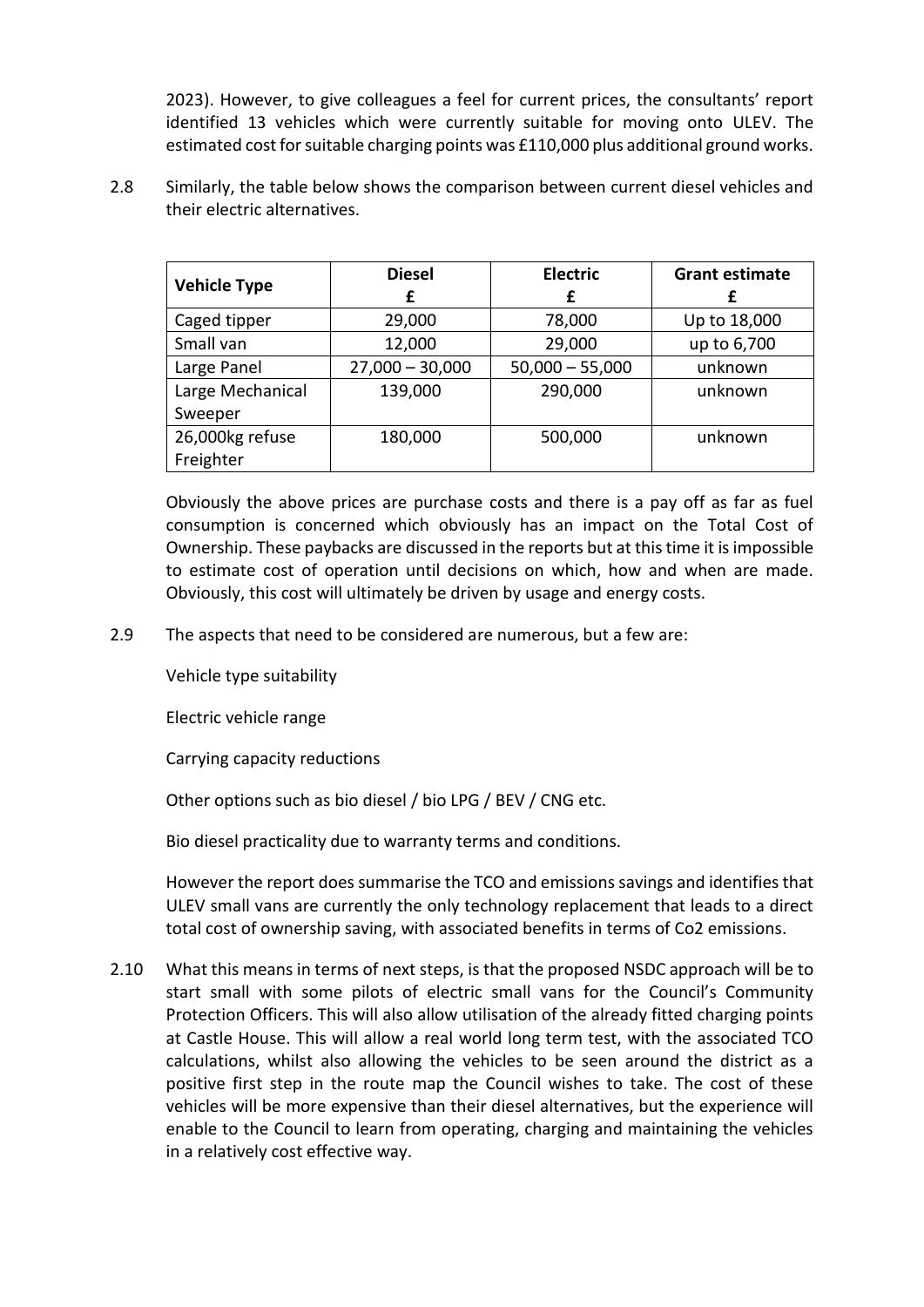2023). However, to give colleagues a feel for current prices, the consultants' report identified 13 vehicles which were currently suitable for moving onto ULEV. The estimated cost for suitable charging points was £110,000 plus additional ground works.

2.8 Similarly, the table below shows the comparison between current diesel vehicles and their electric alternatives.

| Vehicle Type | Diesel £ | Electric £ | Grant estimate £ |
|---|---|---|---|
| Caged tipper | 29,000 | 78,000 | Up to 18,000 |
| Small van | 12,000 | 29,000 | up to 6,700 |
| Large Panel | 27,000 – 30,000 | 50,000 – 55,000 | unknown |
| Large Mechanical Sweeper | 139,000 | 290,000 | unknown |
| 26,000kg refuse Freighter | 180,000 | 500,000 | unknown |

Obviously the above prices are purchase costs and there is a pay off as far as fuel consumption is concerned which obviously has an impact on the Total Cost of Ownership. These paybacks are discussed in the reports but at this time it is impossible to estimate cost of operation until decisions on which, how and when are made. Obviously, this cost will ultimately be driven by usage and energy costs.

2.9 The aspects that need to be considered are numerous, but a few are:

Vehicle type suitability

Electric vehicle range

Carrying capacity reductions

Other options such as bio diesel / bio LPG / BEV / CNG etc.

Bio diesel practicality due to warranty terms and conditions.

However the report does summarise the TCO and emissions savings and identifies that ULEV small vans are currently the only technology replacement that leads to a direct total cost of ownership saving, with associated benefits in terms of Co2 emissions.

2.10 What this means in terms of next steps, is that the proposed NSDC approach will be to start small with some pilots of electric small vans for the Council's Community Protection Officers. This will also allow utilisation of the already fitted charging points at Castle House. This will allow a real world long term test, with the associated TCO calculations, whilst also allowing the vehicles to be seen around the district as a positive first step in the route map the Council wishes to take. The cost of these vehicles will be more expensive than their diesel alternatives, but the experience will enable to the Council to learn from operating, charging and maintaining the vehicles in a relatively cost effective way.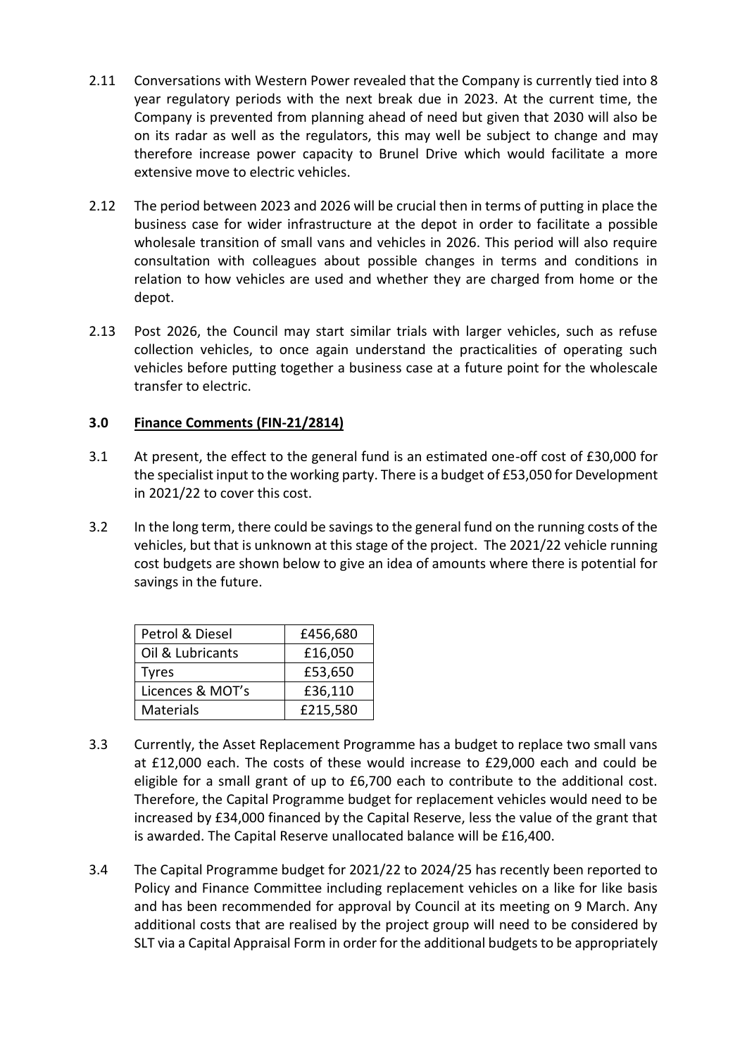2.11 Conversations with Western Power revealed that the Company is currently tied into 8 year regulatory periods with the next break due in 2023. At the current time, the Company is prevented from planning ahead of need but given that 2030 will also be on its radar as well as the regulators, this may well be subject to change and may therefore increase power capacity to Brunel Drive which would facilitate a more extensive move to electric vehicles.

2.12 The period between 2023 and 2026 will be crucial then in terms of putting in place the business case for wider infrastructure at the depot in order to facilitate a possible wholesale transition of small vans and vehicles in 2026. This period will also require consultation with colleagues about possible changes in terms and conditions in relation to how vehicles are used and whether they are charged from home or the depot.

2.13 Post 2026, the Council may start similar trials with larger vehicles, such as refuse collection vehicles, to once again understand the practicalities of operating such vehicles before putting together a business case at a future point for the wholescale transfer to electric.

## 3.0 Finance Comments (FIN-21/2814)

3.1 At present, the effect to the general fund is an estimated one-off cost of £30,000 for the specialist input to the working party. There is a budget of £53,050 for Development in 2021/22 to cover this cost.

3.2 In the long term, there could be savings to the general fund on the running costs of the vehicles, but that is unknown at this stage of the project. The 2021/22 vehicle running cost budgets are shown below to give an idea of amounts where there is potential for savings in the future.

| | |
|---|---|
| Petrol & Diesel | £456,680 |
| Oil & Lubricants | £16,050 |
| Tyres | £53,650 |
| Licences & MOT's | £36,110 |
| Materials | £215,580 |

3.3 Currently, the Asset Replacement Programme has a budget to replace two small vans at £12,000 each. The costs of these would increase to £29,000 each and could be eligible for a small grant of up to £6,700 each to contribute to the additional cost. Therefore, the Capital Programme budget for replacement vehicles would need to be increased by £34,000 financed by the Capital Reserve, less the value of the grant that is awarded. The Capital Reserve unallocated balance will be £16,400.

3.4 The Capital Programme budget for 2021/22 to 2024/25 has recently been reported to Policy and Finance Committee including replacement vehicles on a like for like basis and has been recommended for approval by Council at its meeting on 9 March. Any additional costs that are realised by the project group will need to be considered by SLT via a Capital Appraisal Form in order for the additional budgets to be appropriately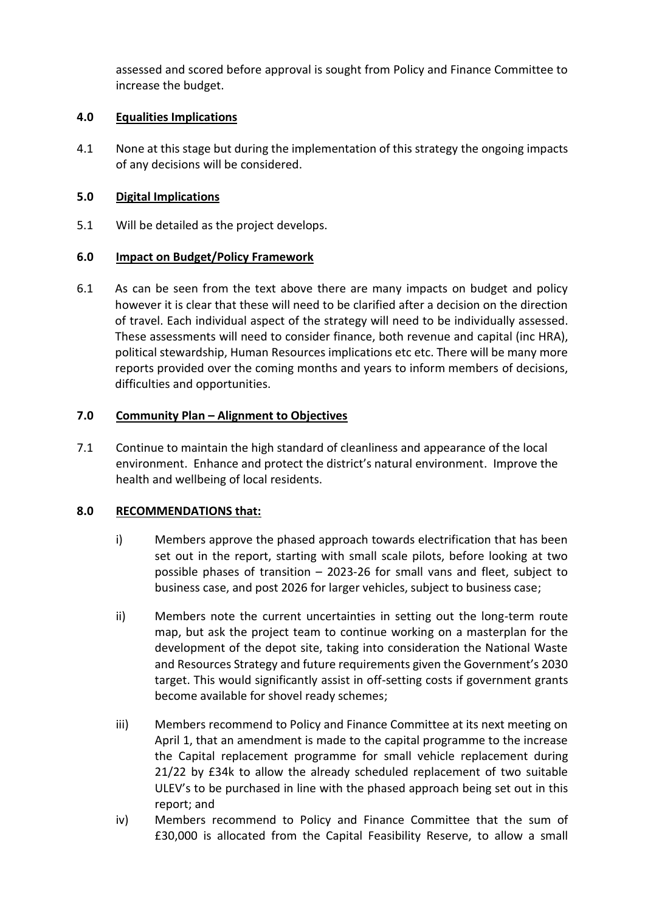assessed and scored before approval is sought from Policy and Finance Committee to increase the budget.

## 4.0 Equalities Implications

4.1 None at this stage but during the implementation of this strategy the ongoing impacts of any decisions will be considered.

## 5.0 Digital Implications

5.1 Will be detailed as the project develops.

## 6.0 Impact on Budget/Policy Framework

6.1 As can be seen from the text above there are many impacts on budget and policy however it is clear that these will need to be clarified after a decision on the direction of travel. Each individual aspect of the strategy will need to be individually assessed. These assessments will need to consider finance, both revenue and capital (inc HRA), political stewardship, Human Resources implications etc etc. There will be many more reports provided over the coming months and years to inform members of decisions, difficulties and opportunities.

## 7.0 Community Plan – Alignment to Objectives

7.1 Continue to maintain the high standard of cleanliness and appearance of the local environment. Enhance and protect the district's natural environment. Improve the health and wellbeing of local residents.

## 8.0 RECOMMENDATIONS that:

i) Members approve the phased approach towards electrification that has been set out in the report, starting with small scale pilots, before looking at two possible phases of transition – 2023-26 for small vans and fleet, subject to business case, and post 2026 for larger vehicles, subject to business case;

ii) Members note the current uncertainties in setting out the long-term route map, but ask the project team to continue working on a masterplan for the development of the depot site, taking into consideration the National Waste and Resources Strategy and future requirements given the Government's 2030 target. This would significantly assist in off-setting costs if government grants become available for shovel ready schemes;

iii) Members recommend to Policy and Finance Committee at its next meeting on April 1, that an amendment is made to the capital programme to the increase the Capital replacement programme for small vehicle replacement during 21/22 by £34k to allow the already scheduled replacement of two suitable ULEV's to be purchased in line with the phased approach being set out in this report; and

iv) Members recommend to Policy and Finance Committee that the sum of £30,000 is allocated from the Capital Feasibility Reserve, to allow a small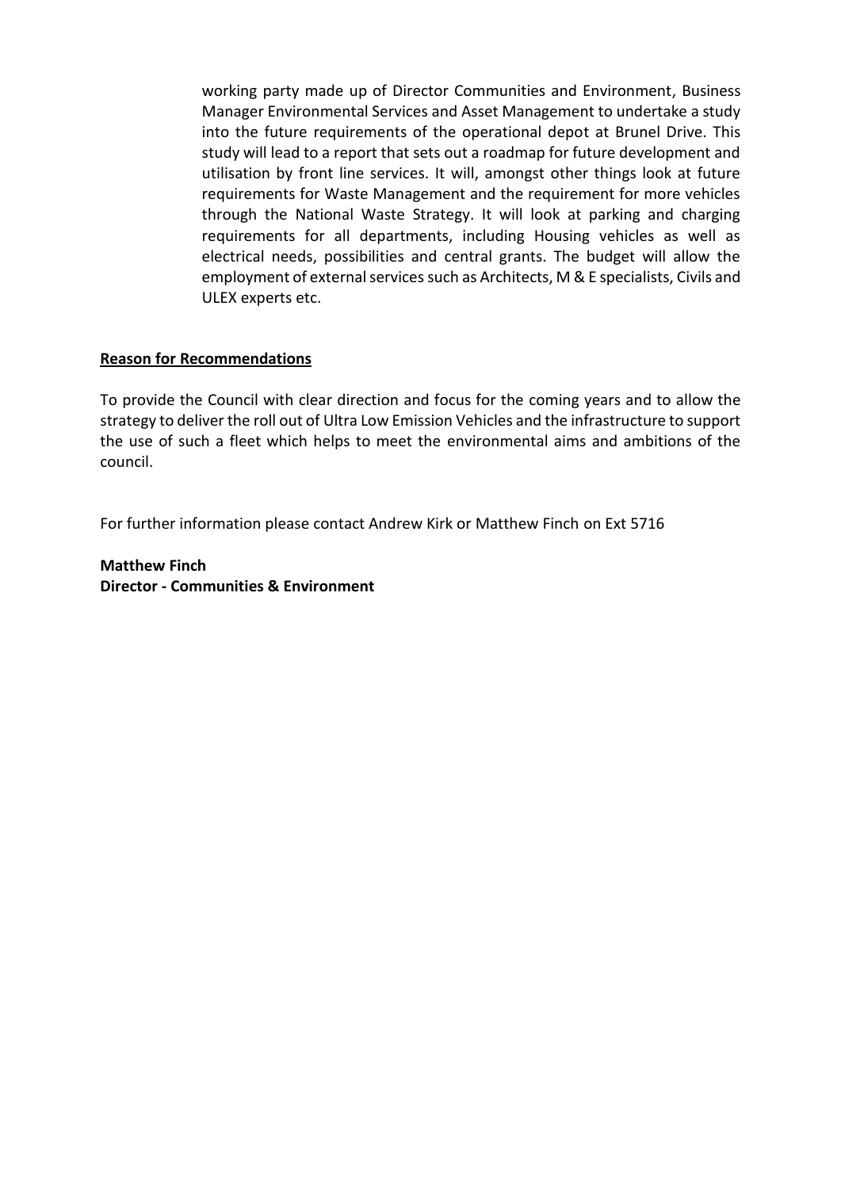working party made up of Director Communities and Environment, Business Manager Environmental Services and Asset Management to undertake a study into the future requirements of the operational depot at Brunel Drive. This study will lead to a report that sets out a roadmap for future development and utilisation by front line services. It will, amongst other things look at future requirements for Waste Management and the requirement for more vehicles through the National Waste Strategy. It will look at parking and charging requirements for all departments, including Housing vehicles as well as electrical needs, possibilities and central grants. The budget will allow the employment of external services such as Architects, M & E specialists, Civils and ULEX experts etc.

**Reason for Recommendations**

To provide the Council with clear direction and focus for the coming years and to allow the strategy to deliver the roll out of Ultra Low Emission Vehicles and the infrastructure to support the use of such a fleet which helps to meet the environmental aims and ambitions of the council.

For further information please contact Andrew Kirk or Matthew Finch on Ext 5716

**Matthew Finch**
**Director - Communities & Environment**